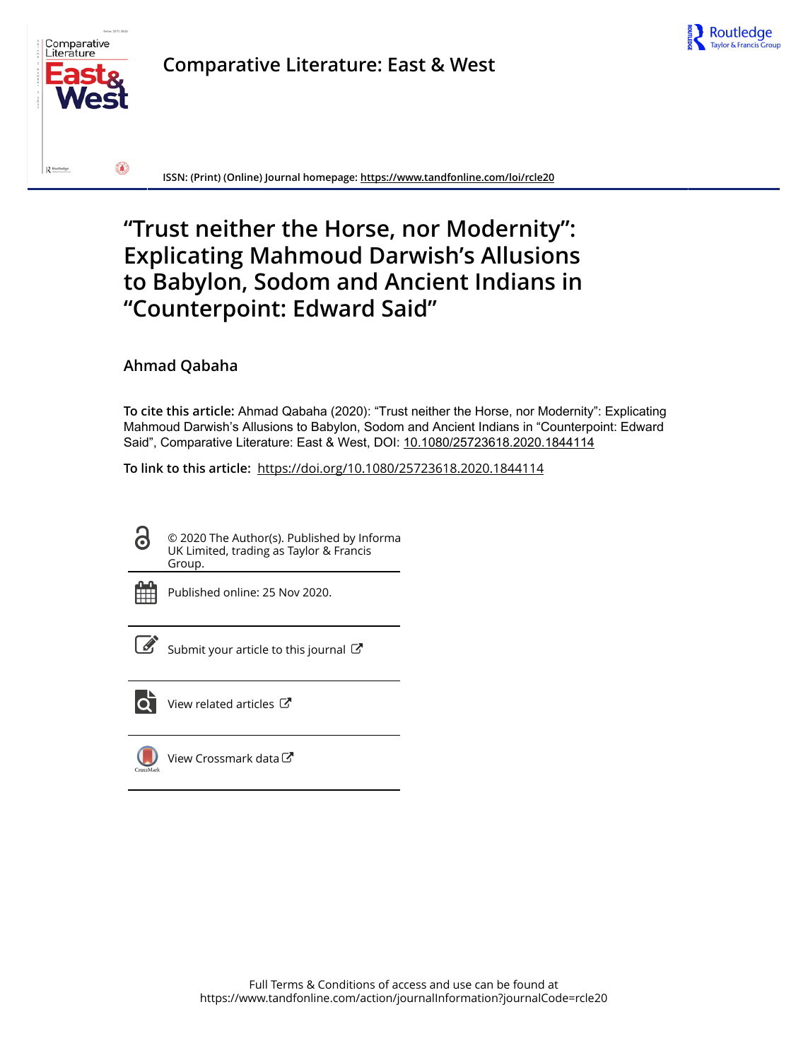Comparative Literature: East & West

ISSN: (Print) (Online) Journal homepage: https://www.tandfonline.com/loi/rcle20

# "Trust neither the Horse, nor Modernity": Explicating Mahmoud Darwish's Allusions to Babylon, Sodom and Ancient Indians in "Counterpoint: Edward Said"

Ahmad Qabaha

**To cite this article:** Ahmad Qabaha (2020): "Trust neither the Horse, nor Modernity": Explicating Mahmoud Darwish's Allusions to Babylon, Sodom and Ancient Indians in "Counterpoint: Edward Said", Comparative Literature: East & West, DOI: 10.1080/25723618.2020.1844114

**To link to this article:** https://doi.org/10.1080/25723618.2020.1844114

© 2020 The Author(s). Published by Informa UK Limited, trading as Taylor & Francis Group.

Published online: 25 Nov 2020.

Submit your article to this journal

View related articles

View Crossmark data

Full Terms & Conditions of access and use can be found at https://www.tandfonline.com/action/journalInformation?journalCode=rcle20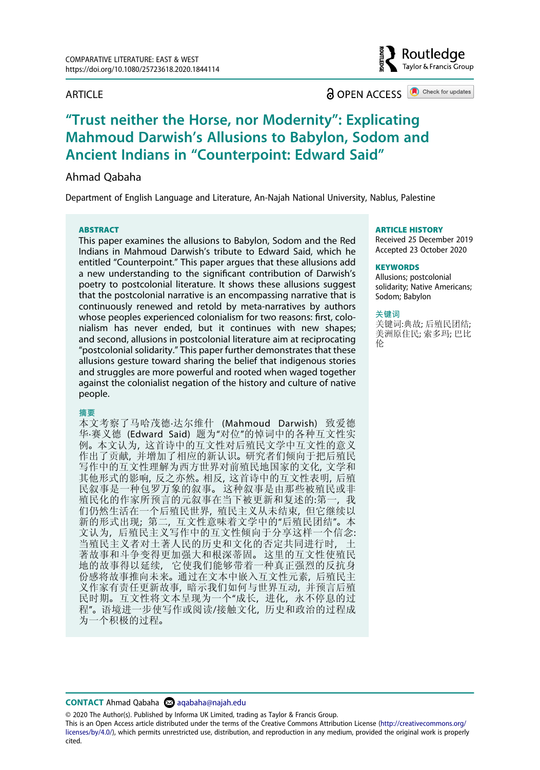COMPARATIVE LITERATURE: EAST & WEST
https://doi.org/10.1080/25723618.2020.1844114

ARTICLE

OPEN ACCESS

# "Trust neither the Horse, nor Modernity": Explicating Mahmoud Darwish's Allusions to Babylon, Sodom and Ancient Indians in "Counterpoint: Edward Said"

Ahmad Qabaha

Department of English Language and Literature, An-Najah National University, Nablus, Palestine

## ABSTRACT

This paper examines the allusions to Babylon, Sodom and the Red Indians in Mahmoud Darwish's tribute to Edward Said, which he entitled "Counterpoint." This paper argues that these allusions add a new understanding to the significant contribution of Darwish's poetry to postcolonial literature. It shows these allusions suggest that the postcolonial narrative is an encompassing narrative that is continuously renewed and retold by meta-narratives by authors whose peoples experienced colonialism for two reasons: first, colonialism has never ended, but it continues with new shapes; and second, allusions in postcolonial literature aim at reciprocating "postcolonial solidarity." This paper further demonstrates that these allusions gesture toward sharing the belief that indigenous stories and struggles are more powerful and rooted when waged together against the colonialist negation of the history and culture of native people.

## 摘要

本文考察了马哈茂德·达尔维什（Mahmoud Darwish）致爱德华·赛义德（Edward Said）题为"对位"的悼词中的各种互文性实例。本文认为，这首诗中的互文性对后殖民文学中互文性的意义作出了贡献，并增加了相应的新认识。研究者们倾向于把后殖民写作中的互文性理解为西方世界对前殖民地国家的文化，文学和其他形式的影响，反之亦然。相反，这首诗中的互文性表明，后殖民叙事是一种包罗万象的叙事。这种叙事是由那些被殖民或非殖民化的作家所预言的元叙事在当下被更新和复述的:第一，我们仍然生活在一个后殖民世界，殖民主义从未结束，但它继续以新的形式出现；第二，互文性意味着文学中的"后殖民团结"。本文认为，后殖民主义写作中的互文性倾向于分享这样一个信念:当殖民主义者对土著人民的历史和文化的否定共同进行时，土著故事和斗争变得更加强大和根深蒂固。这里的互文性使殖民地的故事得以延续，它使我们能够带着一种真正强烈的反抗身份感将故事推向未来。通过在文本中嵌入互文性元素，后殖民主义作家有责任更新故事，暗示我们如何与世界互动，并预言后殖民时期。互文性将文本呈现为一个"成长，进化，永不停息的过程"。语境进一步使写作或阅读/接触文化，历史和政治的过程成为一个积极的过程。

**ARTICLE HISTORY**
Received 25 December 2019
Accepted 23 October 2020

**KEYWORDS**
Allusions; postcolonial solidarity; Native Americans; Sodom; Babylon

**关键词**
关键词:典故; 后殖民团结; 美洲原住民; 索多玛; 巴比伦

**CONTACT** Ahmad Qabaha aqabaha@najah.edu

© 2020 The Author(s). Published by Informa UK Limited, trading as Taylor & Francis Group.
This is an Open Access article distributed under the terms of the Creative Commons Attribution License (http://creativecommons.org/licenses/by/4.0/), which permits unrestricted use, distribution, and reproduction in any medium, provided the original work is properly cited.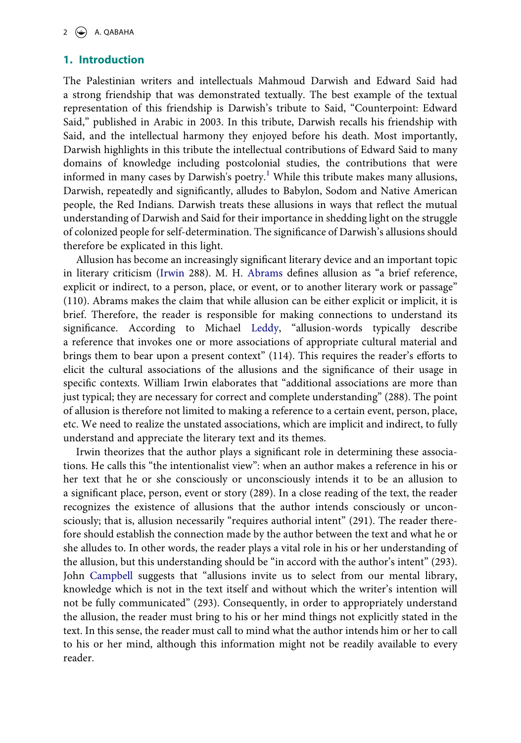## 1. Introduction

The Palestinian writers and intellectuals Mahmoud Darwish and Edward Said had a strong friendship that was demonstrated textually. The best example of the textual representation of this friendship is Darwish's tribute to Said, "Counterpoint: Edward Said," published in Arabic in 2003. In this tribute, Darwish recalls his friendship with Said, and the intellectual harmony they enjoyed before his death. Most importantly, Darwish highlights in this tribute the intellectual contributions of Edward Said to many domains of knowledge including postcolonial studies, the contributions that were informed in many cases by Darwish's poetry.[1] While this tribute makes many allusions, Darwish, repeatedly and significantly, alludes to Babylon, Sodom and Native American people, the Red Indians. Darwish treats these allusions in ways that reflect the mutual understanding of Darwish and Said for their importance in shedding light on the struggle of colonized people for self-determination. The significance of Darwish's allusions should therefore be explicated in this light.

Allusion has become an increasingly significant literary device and an important topic in literary criticism (Irwin 288). M. H. Abrams defines allusion as "a brief reference, explicit or indirect, to a person, place, or event, or to another literary work or passage" (110). Abrams makes the claim that while allusion can be either explicit or implicit, it is brief. Therefore, the reader is responsible for making connections to understand its significance. According to Michael Leddy, "allusion-words typically describe a reference that invokes one or more associations of appropriate cultural material and brings them to bear upon a present context" (114). This requires the reader's efforts to elicit the cultural associations of the allusions and the significance of their usage in specific contexts. William Irwin elaborates that "additional associations are more than just typical; they are necessary for correct and complete understanding" (288). The point of allusion is therefore not limited to making a reference to a certain event, person, place, etc. We need to realize the unstated associations, which are implicit and indirect, to fully understand and appreciate the literary text and its themes.

Irwin theorizes that the author plays a significant role in determining these associations. He calls this "the intentionalist view": when an author makes a reference in his or her text that he or she consciously or unconsciously intends it to be an allusion to a significant place, person, event or story (289). In a close reading of the text, the reader recognizes the existence of allusions that the author intends consciously or unconsciously; that is, allusion necessarily "requires authorial intent" (291). The reader therefore should establish the connection made by the author between the text and what he or she alludes to. In other words, the reader plays a vital role in his or her understanding of the allusion, but this understanding should be "in accord with the author's intent" (293). John Campbell suggests that "allusions invite us to select from our mental library, knowledge which is not in the text itself and without which the writer's intention will not be fully communicated" (293). Consequently, in order to appropriately understand the allusion, the reader must bring to his or her mind things not explicitly stated in the text. In this sense, the reader must call to mind what the author intends him or her to call to his or her mind, although this information might not be readily available to every reader.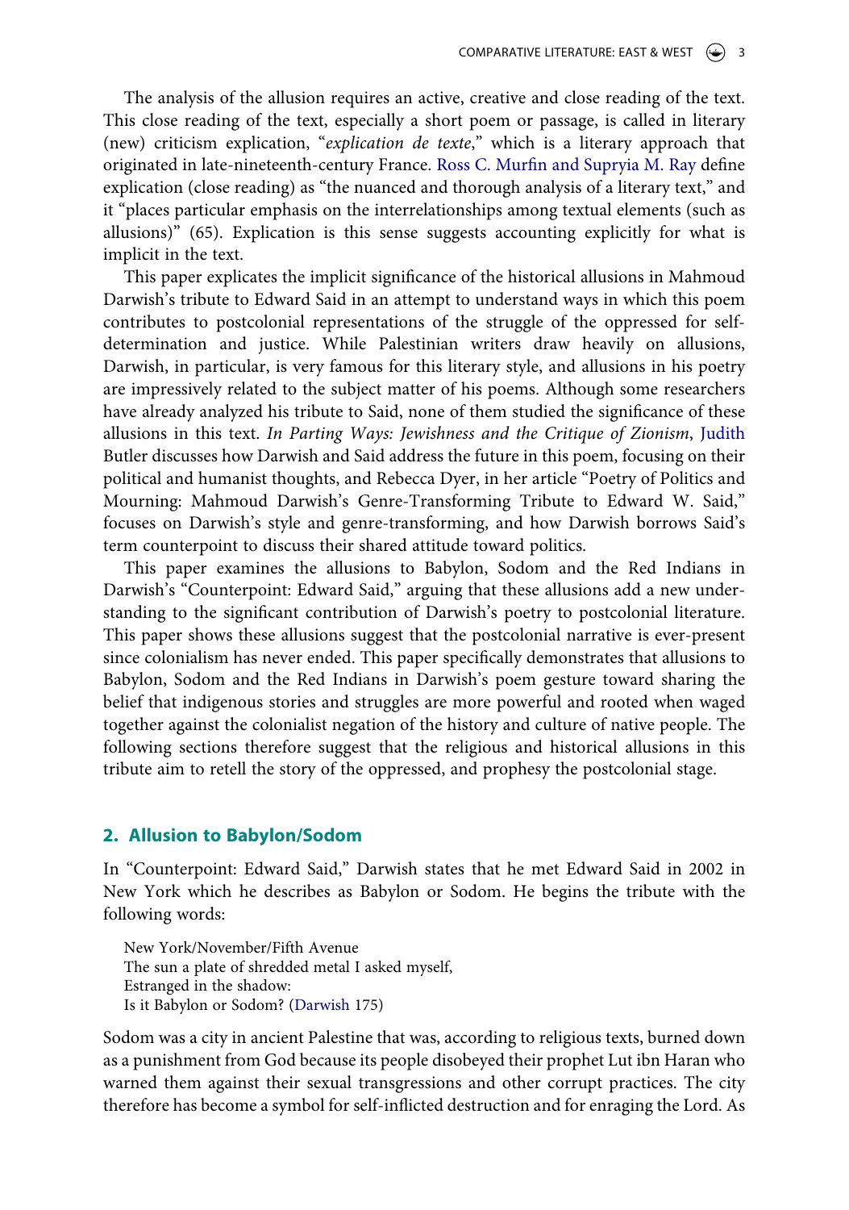The analysis of the allusion requires an active, creative and close reading of the text. This close reading of the text, especially a short poem or passage, is called in literary (new) criticism explication, "*explication de texte*," which is a literary approach that originated in late-nineteenth-century France. Ross C. Murfin and Supryia M. Ray define explication (close reading) as "the nuanced and thorough analysis of a literary text," and it "places particular emphasis on the interrelationships among textual elements (such as allusions)" (65). Explication is this sense suggests accounting explicitly for what is implicit in the text.

This paper explicates the implicit significance of the historical allusions in Mahmoud Darwish's tribute to Edward Said in an attempt to understand ways in which this poem contributes to postcolonial representations of the struggle of the oppressed for self-determination and justice. While Palestinian writers draw heavily on allusions, Darwish, in particular, is very famous for this literary style, and allusions in his poetry are impressively related to the subject matter of his poems. Although some researchers have already analyzed his tribute to Said, none of them studied the significance of these allusions in this text. *In Parting Ways: Jewishness and the Critique of Zionism*, Judith Butler discusses how Darwish and Said address the future in this poem, focusing on their political and humanist thoughts, and Rebecca Dyer, in her article "Poetry of Politics and Mourning: Mahmoud Darwish's Genre-Transforming Tribute to Edward W. Said," focuses on Darwish's style and genre-transforming, and how Darwish borrows Said's term counterpoint to discuss their shared attitude toward politics.

This paper examines the allusions to Babylon, Sodom and the Red Indians in Darwish's "Counterpoint: Edward Said," arguing that these allusions add a new understanding to the significant contribution of Darwish's poetry to postcolonial literature. This paper shows these allusions suggest that the postcolonial narrative is ever-present since colonialism has never ended. This paper specifically demonstrates that allusions to Babylon, Sodom and the Red Indians in Darwish's poem gesture toward sharing the belief that indigenous stories and struggles are more powerful and rooted when waged together against the colonialist negation of the history and culture of native people. The following sections therefore suggest that the religious and historical allusions in this tribute aim to retell the story of the oppressed, and prophesy the postcolonial stage.

## 2. Allusion to Babylon/Sodom

In "Counterpoint: Edward Said," Darwish states that he met Edward Said in 2002 in New York which he describes as Babylon or Sodom. He begins the tribute with the following words:

> New York/November/Fifth Avenue
> The sun a plate of shredded metal I asked myself,
> Estranged in the shadow:
> Is it Babylon or Sodom? (Darwish 175)

Sodom was a city in ancient Palestine that was, according to religious texts, burned down as a punishment from God because its people disobeyed their prophet Lut ibn Haran who warned them against their sexual transgressions and other corrupt practices. The city therefore has become a symbol for self-inflicted destruction and for enraging the Lord. As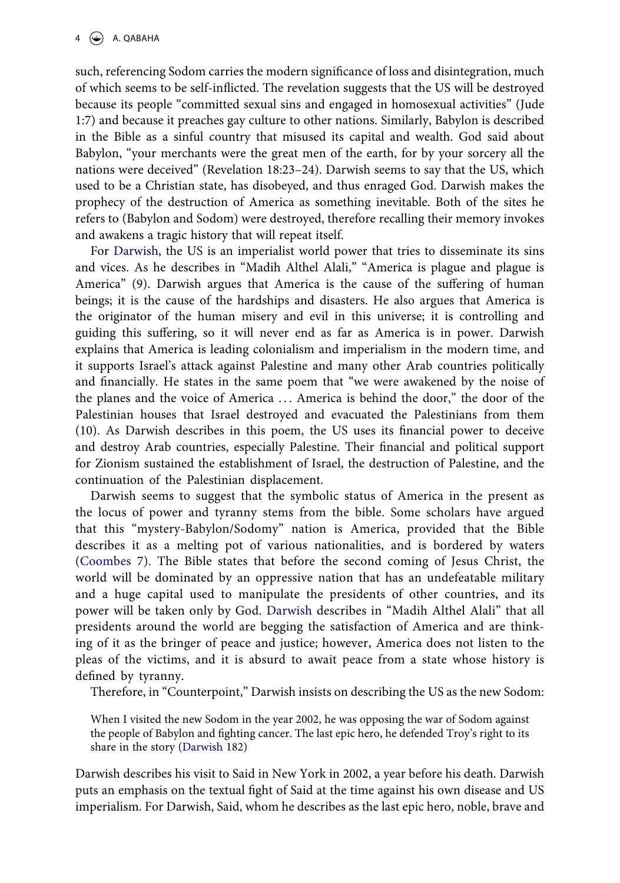such, referencing Sodom carries the modern significance of loss and disintegration, much of which seems to be self-inflicted. The revelation suggests that the US will be destroyed because its people "committed sexual sins and engaged in homosexual activities" (Jude 1:7) and because it preaches gay culture to other nations. Similarly, Babylon is described in the Bible as a sinful country that misused its capital and wealth. God said about Babylon, "your merchants were the great men of the earth, for by your sorcery all the nations were deceived" (Revelation 18:23–24). Darwish seems to say that the US, which used to be a Christian state, has disobeyed, and thus enraged God. Darwish makes the prophecy of the destruction of America as something inevitable. Both of the sites he refers to (Babylon and Sodom) were destroyed, therefore recalling their memory invokes and awakens a tragic history that will repeat itself.

For Darwish, the US is an imperialist world power that tries to disseminate its sins and vices. As he describes in "Madih Althel Alali," "America is plague and plague is America" (9). Darwish argues that America is the cause of the suffering of human beings; it is the cause of the hardships and disasters. He also argues that America is the originator of the human misery and evil in this universe; it is controlling and guiding this suffering, so it will never end as far as America is in power. Darwish explains that America is leading colonialism and imperialism in the modern time, and it supports Israel's attack against Palestine and many other Arab countries politically and financially. He states in the same poem that "we were awakened by the noise of the planes and the voice of America … America is behind the door," the door of the Palestinian houses that Israel destroyed and evacuated the Palestinians from them (10). As Darwish describes in this poem, the US uses its financial power to deceive and destroy Arab countries, especially Palestine. Their financial and political support for Zionism sustained the establishment of Israel, the destruction of Palestine, and the continuation of the Palestinian displacement.

Darwish seems to suggest that the symbolic status of America in the present as the locus of power and tyranny stems from the bible. Some scholars have argued that this "mystery-Babylon/Sodomy" nation is America, provided that the Bible describes it as a melting pot of various nationalities, and is bordered by waters (Coombes 7). The Bible states that before the second coming of Jesus Christ, the world will be dominated by an oppressive nation that has an undefeatable military and a huge capital used to manipulate the presidents of other countries, and its power will be taken only by God. Darwish describes in "Madih Althel Alali" that all presidents around the world are begging the satisfaction of America and are thinking of it as the bringer of peace and justice; however, America does not listen to the pleas of the victims, and it is absurd to await peace from a state whose history is defined by tyranny.

Therefore, in "Counterpoint," Darwish insists on describing the US as the new Sodom:

> When I visited the new Sodom in the year 2002, he was opposing the war of Sodom against the people of Babylon and fighting cancer. The last epic hero, he defended Troy's right to its share in the story (Darwish 182)

Darwish describes his visit to Said in New York in 2002, a year before his death. Darwish puts an emphasis on the textual fight of Said at the time against his own disease and US imperialism. For Darwish, Said, whom he describes as the last epic hero, noble, brave and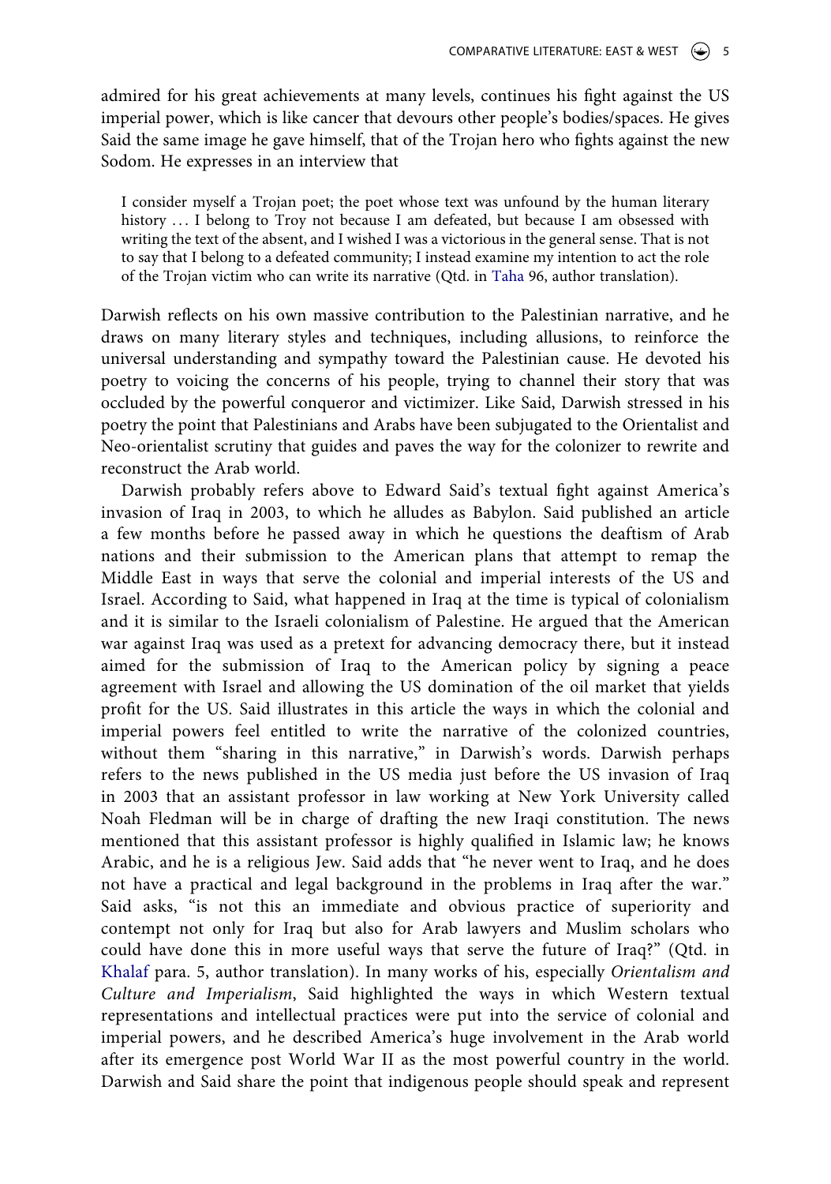admired for his great achievements at many levels, continues his fight against the US imperial power, which is like cancer that devours other people's bodies/spaces. He gives Said the same image he gave himself, that of the Trojan hero who fights against the new Sodom. He expresses in an interview that

> I consider myself a Trojan poet; the poet whose text was unfound by the human literary history ... I belong to Troy not because I am defeated, but because I am obsessed with writing the text of the absent, and I wished I was a victorious in the general sense. That is not to say that I belong to a defeated community; I instead examine my intention to act the role of the Trojan victim who can write its narrative (Qtd. in Taha 96, author translation).

Darwish reflects on his own massive contribution to the Palestinian narrative, and he draws on many literary styles and techniques, including allusions, to reinforce the universal understanding and sympathy toward the Palestinian cause. He devoted his poetry to voicing the concerns of his people, trying to channel their story that was occluded by the powerful conqueror and victimizer. Like Said, Darwish stressed in his poetry the point that Palestinians and Arabs have been subjugated to the Orientalist and Neo-orientalist scrutiny that guides and paves the way for the colonizer to rewrite and reconstruct the Arab world.

Darwish probably refers above to Edward Said's textual fight against America's invasion of Iraq in 2003, to which he alludes as Babylon. Said published an article a few months before he passed away in which he questions the deaftism of Arab nations and their submission to the American plans that attempt to remap the Middle East in ways that serve the colonial and imperial interests of the US and Israel. According to Said, what happened in Iraq at the time is typical of colonialism and it is similar to the Israeli colonialism of Palestine. He argued that the American war against Iraq was used as a pretext for advancing democracy there, but it instead aimed for the submission of Iraq to the American policy by signing a peace agreement with Israel and allowing the US domination of the oil market that yields profit for the US. Said illustrates in this article the ways in which the colonial and imperial powers feel entitled to write the narrative of the colonized countries, without them "sharing in this narrative," in Darwish's words. Darwish perhaps refers to the news published in the US media just before the US invasion of Iraq in 2003 that an assistant professor in law working at New York University called Noah Fledman will be in charge of drafting the new Iraqi constitution. The news mentioned that this assistant professor is highly qualified in Islamic law; he knows Arabic, and he is a religious Jew. Said adds that "he never went to Iraq, and he does not have a practical and legal background in the problems in Iraq after the war." Said asks, "is not this an immediate and obvious practice of superiority and contempt not only for Iraq but also for Arab lawyers and Muslim scholars who could have done this in more useful ways that serve the future of Iraq?" (Qtd. in Khalaf para. 5, author translation). In many works of his, especially *Orientalism and Culture and Imperialism*, Said highlighted the ways in which Western textual representations and intellectual practices were put into the service of colonial and imperial powers, and he described America's huge involvement in the Arab world after its emergence post World War II as the most powerful country in the world. Darwish and Said share the point that indigenous people should speak and represent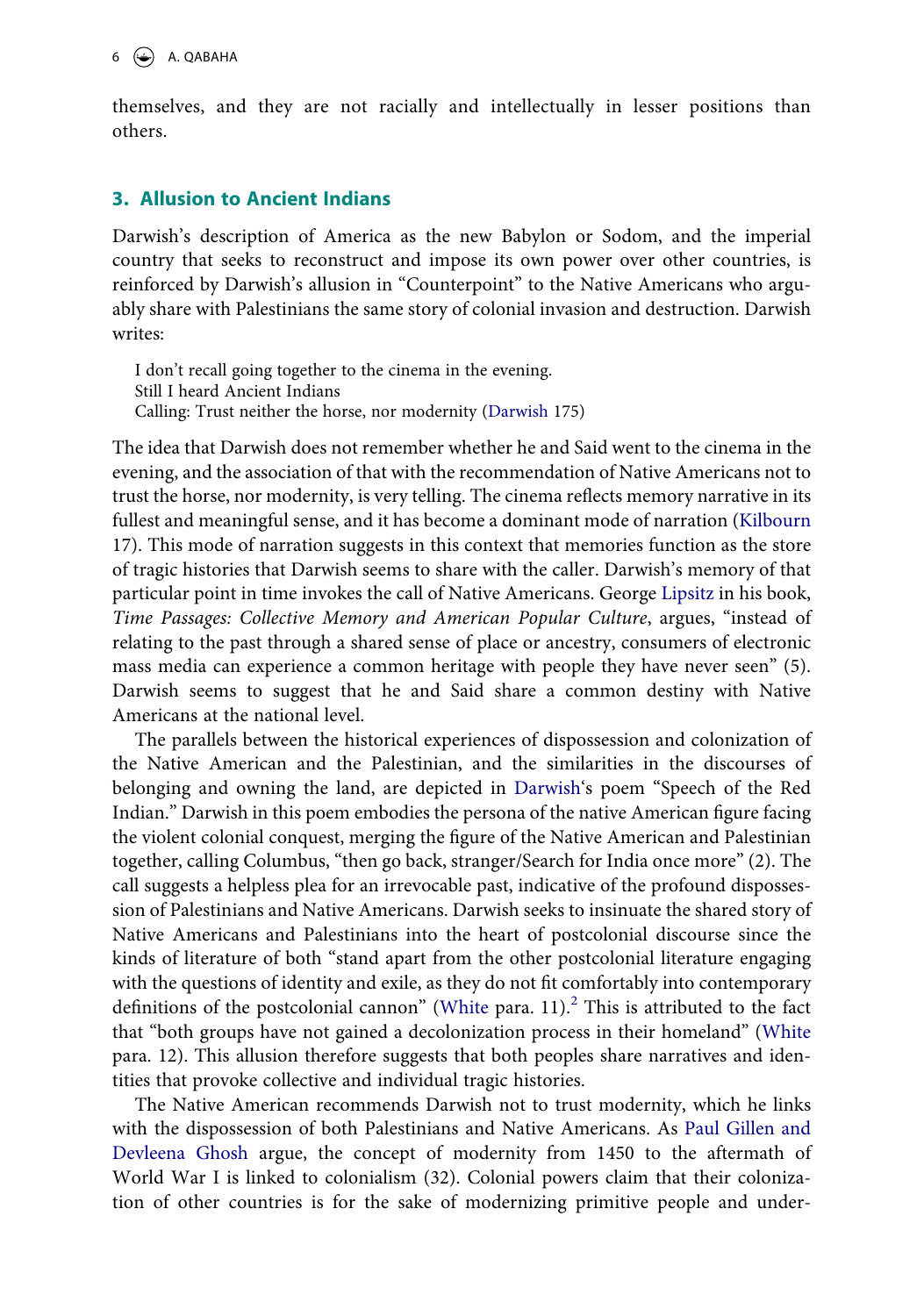themselves, and they are not racially and intellectually in lesser positions than others.

## 3. Allusion to Ancient Indians

Darwish's description of America as the new Babylon or Sodom, and the imperial country that seeks to reconstruct and impose its own power over other countries, is reinforced by Darwish's allusion in "Counterpoint" to the Native Americans who arguably share with Palestinians the same story of colonial invasion and destruction. Darwish writes:

> I don't recall going together to the cinema in the evening.
> Still I heard Ancient Indians
> Calling: Trust neither the horse, nor modernity (Darwish 175)

The idea that Darwish does not remember whether he and Said went to the cinema in the evening, and the association of that with the recommendation of Native Americans not to trust the horse, nor modernity, is very telling. The cinema reflects memory narrative in its fullest and meaningful sense, and it has become a dominant mode of narration (Kilbourn 17). This mode of narration suggests in this context that memories function as the store of tragic histories that Darwish seems to share with the caller. Darwish's memory of that particular point in time invokes the call of Native Americans. George Lipsitz in his book, *Time Passages: Collective Memory and American Popular Culture*, argues, "instead of relating to the past through a shared sense of place or ancestry, consumers of electronic mass media can experience a common heritage with people they have never seen" (5). Darwish seems to suggest that he and Said share a common destiny with Native Americans at the national level.

The parallels between the historical experiences of dispossession and colonization of the Native American and the Palestinian, and the similarities in the discourses of belonging and owning the land, are depicted in Darwish's poem "Speech of the Red Indian." Darwish in this poem embodies the persona of the native American figure facing the violent colonial conquest, merging the figure of the Native American and Palestinian together, calling Columbus, "then go back, stranger/Search for India once more" (2). The call suggests a helpless plea for an irrevocable past, indicative of the profound dispossession of Palestinians and Native Americans. Darwish seeks to insinuate the shared story of Native Americans and Palestinians into the heart of postcolonial discourse since the kinds of literature of both "stand apart from the other postcolonial literature engaging with the questions of identity and exile, as they do not fit comfortably into contemporary definitions of the postcolonial cannon" (White para. 11).[2] This is attributed to the fact that "both groups have not gained a decolonization process in their homeland" (White para. 12). This allusion therefore suggests that both peoples share narratives and identities that provoke collective and individual tragic histories.

The Native American recommends Darwish not to trust modernity, which he links with the dispossession of both Palestinians and Native Americans. As Paul Gillen and Devleena Ghosh argue, the concept of modernity from 1450 to the aftermath of World War I is linked to colonialism (32). Colonial powers claim that their colonization of other countries is for the sake of modernizing primitive people and under-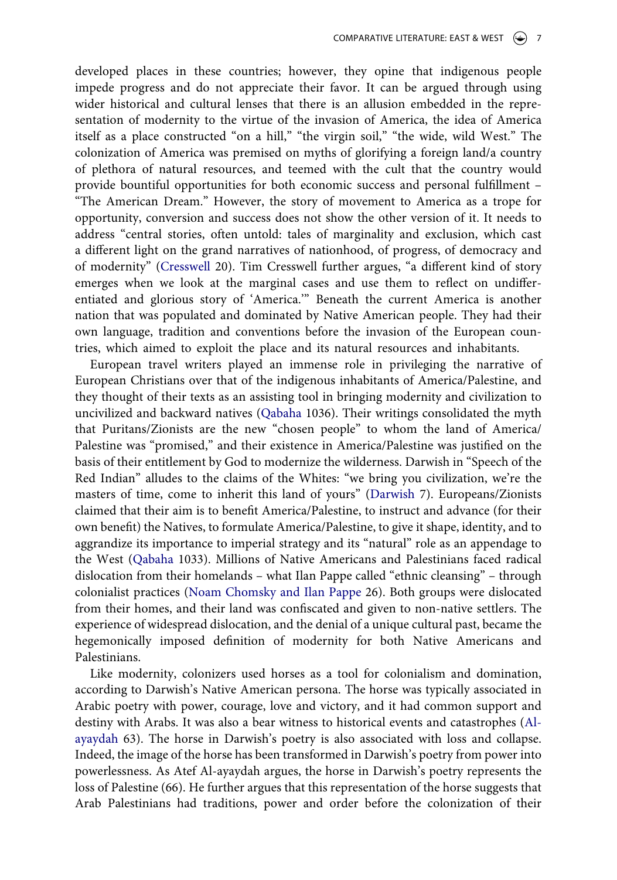developed places in these countries; however, they opine that indigenous people impede progress and do not appreciate their favor. It can be argued through using wider historical and cultural lenses that there is an allusion embedded in the representation of modernity to the virtue of the invasion of America, the idea of America itself as a place constructed "on a hill," "the virgin soil," "the wide, wild West." The colonization of America was premised on myths of glorifying a foreign land/a country of plethora of natural resources, and teemed with the cult that the country would provide bountiful opportunities for both economic success and personal fulfillment – "The American Dream." However, the story of movement to America as a trope for opportunity, conversion and success does not show the other version of it. It needs to address "central stories, often untold: tales of marginality and exclusion, which cast a different light on the grand narratives of nationhood, of progress, of democracy and of modernity" (Cresswell 20). Tim Cresswell further argues, "a different kind of story emerges when we look at the marginal cases and use them to reflect on undifferentiated and glorious story of 'America.'" Beneath the current America is another nation that was populated and dominated by Native American people. They had their own language, tradition and conventions before the invasion of the European countries, which aimed to exploit the place and its natural resources and inhabitants.

European travel writers played an immense role in privileging the narrative of European Christians over that of the indigenous inhabitants of America/Palestine, and they thought of their texts as an assisting tool in bringing modernity and civilization to uncivilized and backward natives (Qabaha 1036). Their writings consolidated the myth that Puritans/Zionists are the new "chosen people" to whom the land of America/Palestine was "promised," and their existence in America/Palestine was justified on the basis of their entitlement by God to modernize the wilderness. Darwish in "Speech of the Red Indian" alludes to the claims of the Whites: "we bring you civilization, we're the masters of time, come to inherit this land of yours" (Darwish 7). Europeans/Zionists claimed that their aim is to benefit America/Palestine, to instruct and advance (for their own benefit) the Natives, to formulate America/Palestine, to give it shape, identity, and to aggrandize its importance to imperial strategy and its "natural" role as an appendage to the West (Qabaha 1033). Millions of Native Americans and Palestinians faced radical dislocation from their homelands – what Ilan Pappe called "ethnic cleansing" – through colonialist practices (Noam Chomsky and Ilan Pappe 26). Both groups were dislocated from their homes, and their land was confiscated and given to non-native settlers. The experience of widespread dislocation, and the denial of a unique cultural past, became the hegemonically imposed definition of modernity for both Native Americans and Palestinians.

Like modernity, colonizers used horses as a tool for colonialism and domination, according to Darwish's Native American persona. The horse was typically associated in Arabic poetry with power, courage, love and victory, and it had common support and destiny with Arabs. It was also a bear witness to historical events and catastrophes (Al-ayaydah 63). The horse in Darwish's poetry is also associated with loss and collapse. Indeed, the image of the horse has been transformed in Darwish's poetry from power into powerlessness. As Atef Al-ayaydah argues, the horse in Darwish's poetry represents the loss of Palestine (66). He further argues that this representation of the horse suggests that Arab Palestinians had traditions, power and order before the colonization of their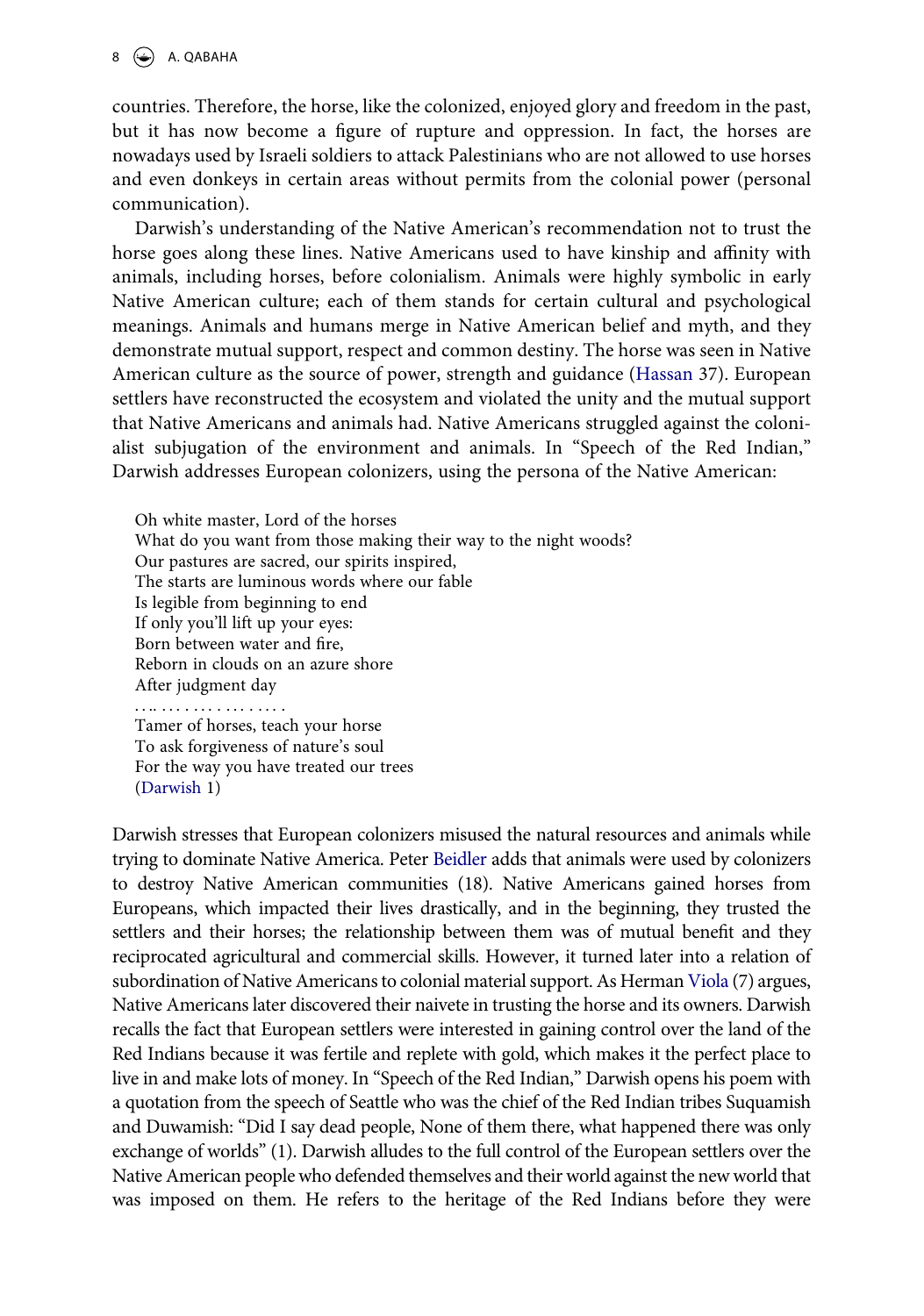countries. Therefore, the horse, like the colonized, enjoyed glory and freedom in the past, but it has now become a figure of rupture and oppression. In fact, the horses are nowadays used by Israeli soldiers to attack Palestinians who are not allowed to use horses and even donkeys in certain areas without permits from the colonial power (personal communication).

Darwish's understanding of the Native American's recommendation not to trust the horse goes along these lines. Native Americans used to have kinship and affinity with animals, including horses, before colonialism. Animals were highly symbolic in early Native American culture; each of them stands for certain cultural and psychological meanings. Animals and humans merge in Native American belief and myth, and they demonstrate mutual support, respect and common destiny. The horse was seen in Native American culture as the source of power, strength and guidance (Hassan 37). European settlers have reconstructed the ecosystem and violated the unity and the mutual support that Native Americans and animals had. Native Americans struggled against the colonialist subjugation of the environment and animals. In "Speech of the Red Indian," Darwish addresses European colonizers, using the persona of the Native American:

> Oh white master, Lord of the horses
> What do you want from those making their way to the night woods?
> Our pastures are sacred, our spirits inspired,
> The starts are luminous words where our fable
> Is legible from beginning to end
> If only you'll lift up your eyes:
> Born between water and fire,
> Reborn in clouds on an azure shore
> After judgment day
> .... ............... .
> Tamer of horses, teach your horse
> To ask forgiveness of nature's soul
> For the way you have treated our trees
> (Darwish 1)

Darwish stresses that European colonizers misused the natural resources and animals while trying to dominate Native America. Peter Beidler adds that animals were used by colonizers to destroy Native American communities (18). Native Americans gained horses from Europeans, which impacted their lives drastically, and in the beginning, they trusted the settlers and their horses; the relationship between them was of mutual benefit and they reciprocated agricultural and commercial skills. However, it turned later into a relation of subordination of Native Americans to colonial material support. As Herman Viola (7) argues, Native Americans later discovered their naivete in trusting the horse and its owners. Darwish recalls the fact that European settlers were interested in gaining control over the land of the Red Indians because it was fertile and replete with gold, which makes it the perfect place to live in and make lots of money. In "Speech of the Red Indian," Darwish opens his poem with a quotation from the speech of Seattle who was the chief of the Red Indian tribes Suquamish and Duwamish: "Did I say dead people, None of them there, what happened there was only exchange of worlds" (1). Darwish alludes to the full control of the European settlers over the Native American people who defended themselves and their world against the new world that was imposed on them. He refers to the heritage of the Red Indians before they were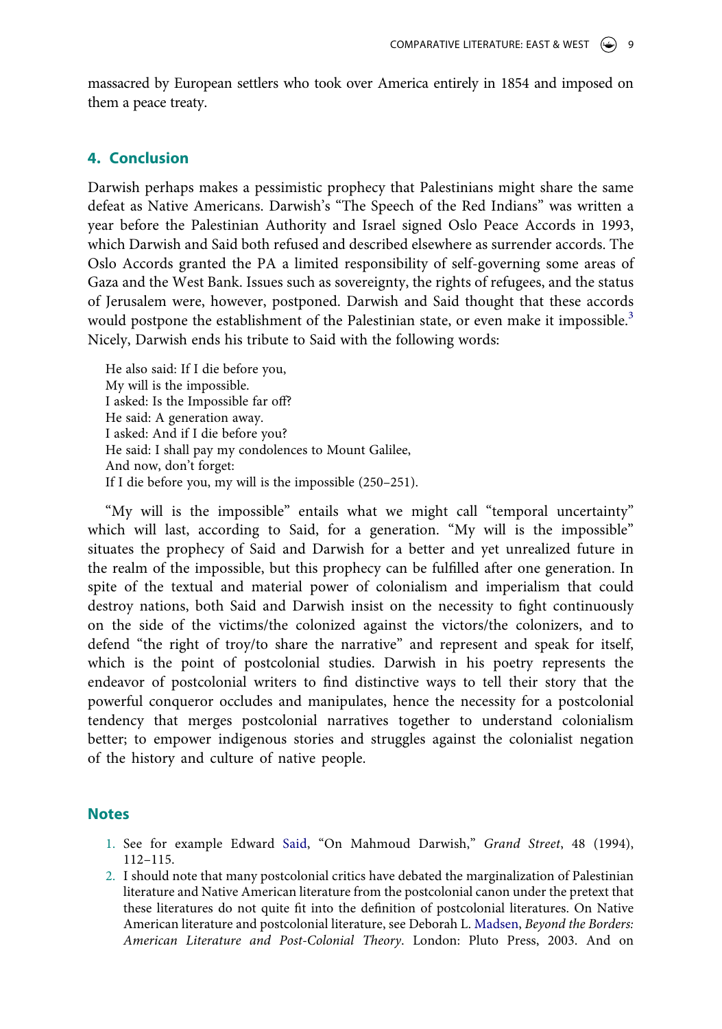massacred by European settlers who took over America entirely in 1854 and imposed on them a peace treaty.

## 4. Conclusion

Darwish perhaps makes a pessimistic prophecy that Palestinians might share the same defeat as Native Americans. Darwish's "The Speech of the Red Indians" was written a year before the Palestinian Authority and Israel signed Oslo Peace Accords in 1993, which Darwish and Said both refused and described elsewhere as surrender accords. The Oslo Accords granted the PA a limited responsibility of self-governing some areas of Gaza and the West Bank. Issues such as sovereignty, the rights of refugees, and the status of Jerusalem were, however, postponed. Darwish and Said thought that these accords would postpone the establishment of the Palestinian state, or even make it impossible.[3] Nicely, Darwish ends his tribute to Said with the following words:

> He also said: If I die before you,
> My will is the impossible.
> I asked: Is the Impossible far off?
> He said: A generation away.
> I asked: And if I die before you?
> He said: I shall pay my condolences to Mount Galilee,
> And now, don't forget:
> If I die before you, my will is the impossible (250–251).

"My will is the impossible" entails what we might call "temporal uncertainty" which will last, according to Said, for a generation. "My will is the impossible" situates the prophecy of Said and Darwish for a better and yet unrealized future in the realm of the impossible, but this prophecy can be fulfilled after one generation. In spite of the textual and material power of colonialism and imperialism that could destroy nations, both Said and Darwish insist on the necessity to fight continuously on the side of the victims/the colonized against the victors/the colonizers, and to defend "the right of troy/to share the narrative" and represent and speak for itself, which is the point of postcolonial studies. Darwish in his poetry represents the endeavor of postcolonial writers to find distinctive ways to tell their story that the powerful conqueror occludes and manipulates, hence the necessity for a postcolonial tendency that merges postcolonial narratives together to understand colonialism better; to empower indigenous stories and struggles against the colonialist negation of the history and culture of native people.

## Notes

1. See for example Edward Said, "On Mahmoud Darwish," *Grand Street*, 48 (1994), 112–115.
2. I should note that many postcolonial critics have debated the marginalization of Palestinian literature and Native American literature from the postcolonial canon under the pretext that these literatures do not quite fit into the definition of postcolonial literatures. On Native American literature and postcolonial literature, see Deborah L. Madsen, *Beyond the Borders: American Literature and Post-Colonial Theory*. London: Pluto Press, 2003. And on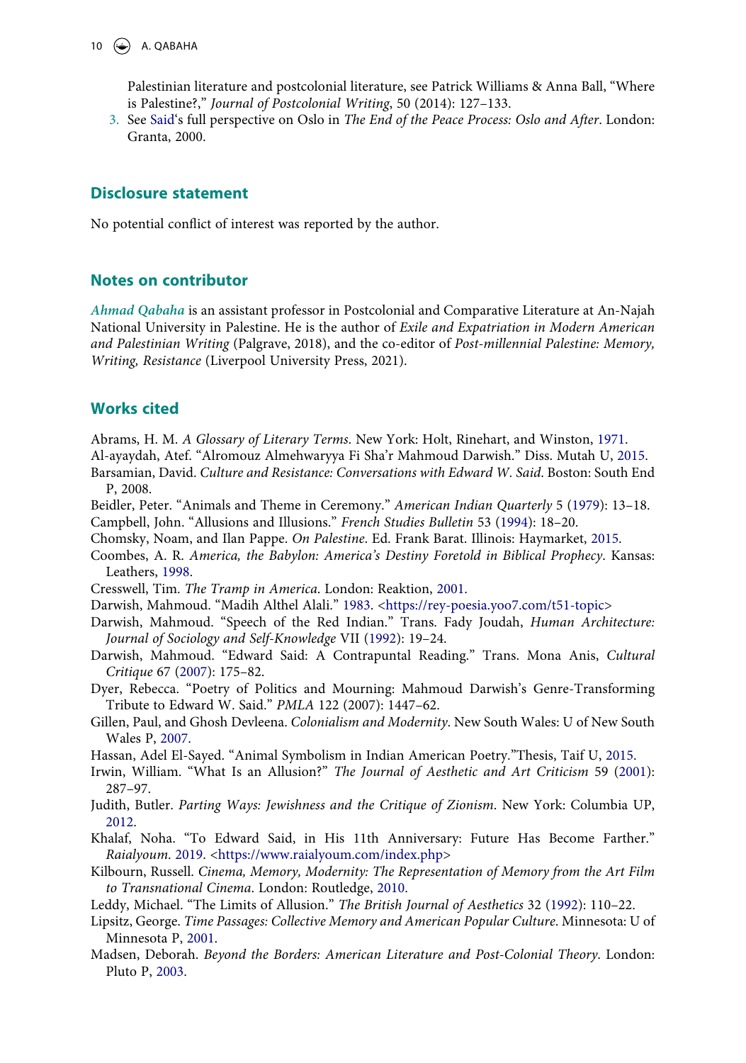Palestinian literature and postcolonial literature, see Patrick Williams & Anna Ball, "Where is Palestine?," *Journal of Postcolonial Writing*, 50 (2014): 127–133.

3. See Said's full perspective on Oslo in *The End of the Peace Process: Oslo and After*. London: Granta, 2000.

## Disclosure statement

No potential conflict of interest was reported by the author.

## Notes on contributor

*Ahmad Qabaha* is an assistant professor in Postcolonial and Comparative Literature at An-Najah National University in Palestine. He is the author of *Exile and Expatriation in Modern American and Palestinian Writing* (Palgrave, 2018), and the co-editor of *Post-millennial Palestine: Memory, Writing, Resistance* (Liverpool University Press, 2021).

## Works cited

Abrams, H. M. *A Glossary of Literary Terms*. New York: Holt, Rinehart, and Winston, 1971.

Al-ayaydah, Atef. "Alromouz Almehwaryya Fi Sha'r Mahmoud Darwish." Diss. Mutah U, 2015.

Barsamian, David. *Culture and Resistance: Conversations with Edward W. Said*. Boston: South End P, 2008.

Beidler, Peter. "Animals and Theme in Ceremony." *American Indian Quarterly* 5 (1979): 13–18.

Campbell, John. "Allusions and Illusions." *French Studies Bulletin* 53 (1994): 18–20.

Chomsky, Noam, and Ilan Pappe. *On Palestine*. Ed. Frank Barat. Illinois: Haymarket, 2015.

Coombes, A. R. *America, the Babylon: America's Destiny Foretold in Biblical Prophecy*. Kansas: Leathers, 1998.

Cresswell, Tim. *The Tramp in America*. London: Reaktion, 2001.

Darwish, Mahmoud. "Madih Althel Alali." 1983. <https://rey-poesia.yoo7.com/t51-topic>

Darwish, Mahmoud. "Speech of the Red Indian." Trans. Fady Joudah, *Human Architecture: Journal of Sociology and Self-Knowledge* VII (1992): 19–24.

Darwish, Mahmoud. "Edward Said: A Contrapuntal Reading." Trans. Mona Anis, *Cultural Critique* 67 (2007): 175–82.

Dyer, Rebecca. "Poetry of Politics and Mourning: Mahmoud Darwish's Genre-Transforming Tribute to Edward W. Said." *PMLA* 122 (2007): 1447–62.

Gillen, Paul, and Ghosh Devleena. *Colonialism and Modernity*. New South Wales: U of New South Wales P, 2007.

Hassan, Adel El-Sayed. "Animal Symbolism in Indian American Poetry."Thesis, Taif U, 2015.

Irwin, William. "What Is an Allusion?" *The Journal of Aesthetic and Art Criticism* 59 (2001): 287–97.

Judith, Butler. *Parting Ways: Jewishness and the Critique of Zionism*. New York: Columbia UP, 2012.

Khalaf, Noha. "To Edward Said, in His 11th Anniversary: Future Has Become Farther." *Raialyoum*. 2019. <https://www.raialyoum.com/index.php>

Kilbourn, Russell. *Cinema, Memory, Modernity: The Representation of Memory from the Art Film to Transnational Cinema*. London: Routledge, 2010.

Leddy, Michael. "The Limits of Allusion." *The British Journal of Aesthetics* 32 (1992): 110–22.

Lipsitz, George. *Time Passages: Collective Memory and American Popular Culture*. Minnesota: U of Minnesota P, 2001.

Madsen, Deborah. *Beyond the Borders: American Literature and Post-Colonial Theory*. London: Pluto P, 2003.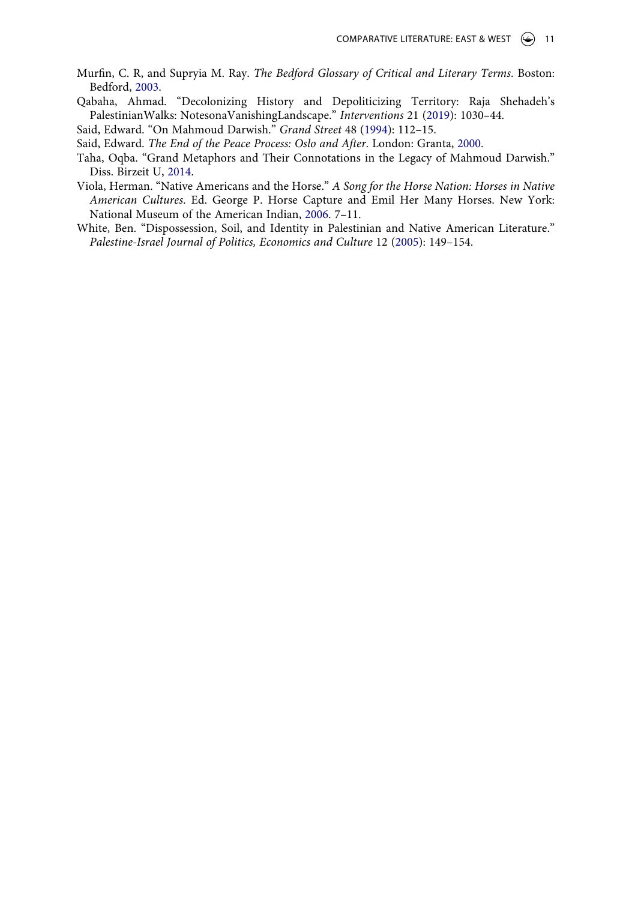Murfin, C. R, and Supryia M. Ray. *The Bedford Glossary of Critical and Literary Terms*. Boston: Bedford, 2003.

Qabaha, Ahmad. "Decolonizing History and Depoliticizing Territory: Raja Shehadeh's PalestinianWalks: NotesonaVanishingLandscape." *Interventions* 21 (2019): 1030–44.

Said, Edward. "On Mahmoud Darwish." *Grand Street* 48 (1994): 112–15.

Said, Edward. *The End of the Peace Process: Oslo and After*. London: Granta, 2000.

Taha, Oqba. "Grand Metaphors and Their Connotations in the Legacy of Mahmoud Darwish." Diss. Birzeit U, 2014.

Viola, Herman. "Native Americans and the Horse." *A Song for the Horse Nation: Horses in Native American Cultures*. Ed. George P. Horse Capture and Emil Her Many Horses. New York: National Museum of the American Indian, 2006. 7–11.

White, Ben. "Dispossession, Soil, and Identity in Palestinian and Native American Literature." *Palestine-Israel Journal of Politics, Economics and Culture* 12 (2005): 149–154.